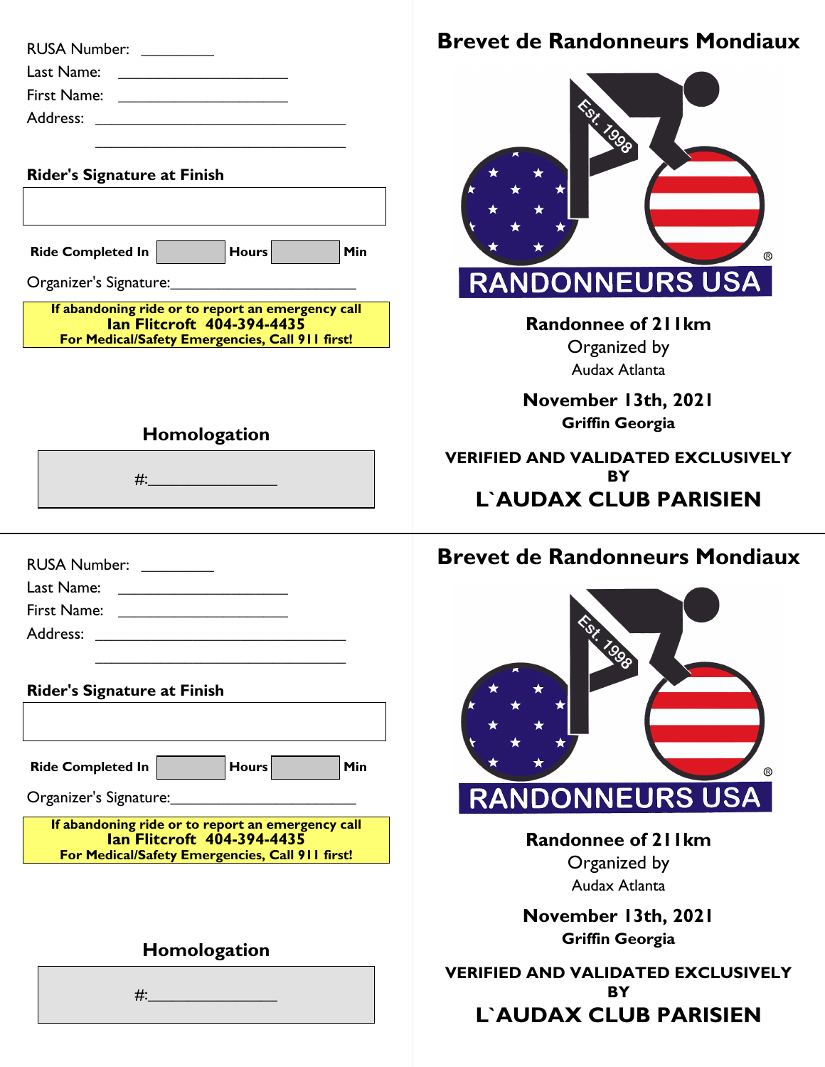RUSA Number: _________

Last Name: _____________________

First Name: _____________________

Address: ________________________________

________________________________

**Rider's Signature at Finish**

**Ride Completed In** ______ **Hours** ______ **Min**

Organizer's Signature:______________________

**If abandoning ride or to report an emergency call**
**Ian Flitcroft 404-394-4435**
**For Medical/Safety Emergencies, Call 911 first!**

## Homologation

#:_______________

# Brevet de Randonneurs Mondiaux

Est. 1998

RANDONNEURS USA

**Randonee of 211km**

Organized by

Audax Atlanta

**November 13th, 2021**

**Griffin Georgia**

**VERIFIED AND VALIDATED EXCLUSIVELY BY**

**L`AUDAX CLUB PARISIEN**

---

RUSA Number: _________

Last Name: _____________________

First Name: _____________________

Address: ________________________________

________________________________

**Rider's Signature at Finish**

**Ride Completed In** ______ **Hours** ______ **Min**

Organizer's Signature:______________________

**If abandoning ride or to report an emergency call**
**Ian Flitcroft 404-394-4435**
**For Medical/Safety Emergencies, Call 911 first!**

## Homologation

#:_______________

# Brevet de Randonneurs Mondiaux

Est. 1998

RANDONNEURS USA

**Randonee of 211km**

Organized by

Audax Atlanta

**November 13th, 2021**

**Griffin Georgia**

**VERIFIED AND VALIDATED EXCLUSIVELY BY**

**L`AUDAX CLUB PARISIEN**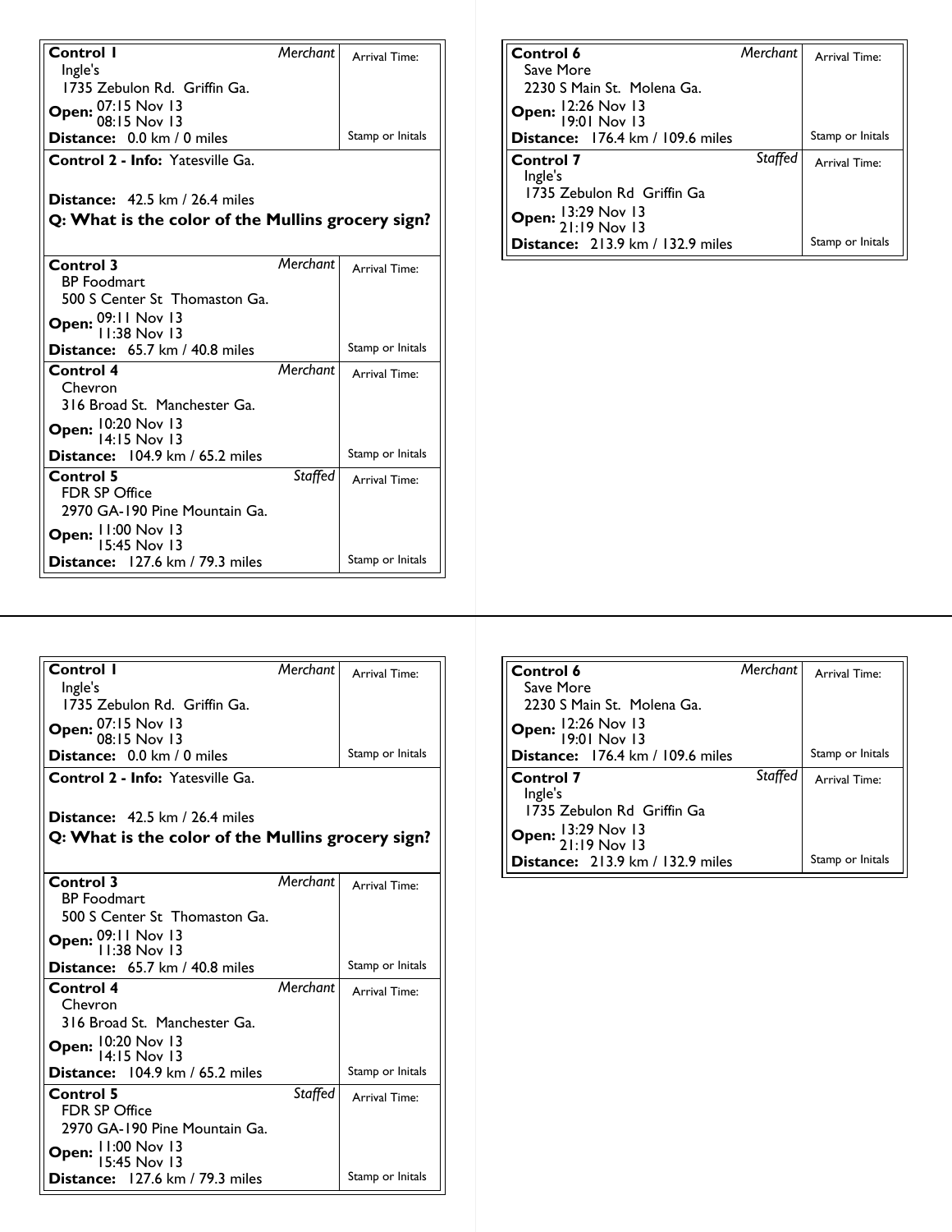| | | |
|---|---|---|
| **Control 1** Ingle's 1735 Zebulon Rd. Griffin Ga. **Open:** 07:15 Nov 13 08:15 Nov 13 **Distance:** 0.0 km / 0 miles | *Merchant* | Arrival Time: Stamp or Initals |
| **Control 2 - Info:** Yatesville Ga. **Distance:** 42.5 km / 26.4 miles **Q: What is the color of the Mullins grocery sign?** | | |
| **Control 3** BP Foodmart 500 S Center St Thomaston Ga. **Open:** 09:11 Nov 13 11:38 Nov 13 **Distance:** 65.7 km / 40.8 miles | *Merchant* | Arrival Time: Stamp or Initals |
| **Control 4** Chevron 316 Broad St. Manchester Ga. **Open:** 10:20 Nov 13 14:15 Nov 13 **Distance:** 104.9 km / 65.2 miles | *Merchant* | Arrival Time: Stamp or Initals |
| **Control 5** FDR SP Office 2970 GA-190 Pine Mountain Ga. **Open:** 11:00 Nov 13 15:45 Nov 13 **Distance:** 127.6 km / 79.3 miles | *Staffed* | Arrival Time: Stamp or Initals |

| | | |
|---|---|---|
| **Control 6** Save More 2230 S Main St. Molena Ga. **Open:** 12:26 Nov 13 19:01 Nov 13 **Distance:** 176.4 km / 109.6 miles | *Merchant* | Arrival Time: Stamp or Initals |
| **Control 7** Ingle's 1735 Zebulon Rd Griffin Ga **Open:** 13:29 Nov 13 21:19 Nov 13 **Distance:** 213.9 km / 132.9 miles | *Staffed* | Arrival Time: Stamp or Initals |

| | | |
|---|---|---|
| **Control 1** Ingle's 1735 Zebulon Rd. Griffin Ga. **Open:** 07:15 Nov 13 08:15 Nov 13 **Distance:** 0.0 km / 0 miles | *Merchant* | Arrival Time: Stamp or Initals |
| **Control 2 - Info:** Yatesville Ga. **Distance:** 42.5 km / 26.4 miles **Q: What is the color of the Mullins grocery sign?** | | |
| **Control 3** BP Foodmart 500 S Center St Thomaston Ga. **Open:** 09:11 Nov 13 11:38 Nov 13 **Distance:** 65.7 km / 40.8 miles | *Merchant* | Arrival Time: Stamp or Initals |
| **Control 4** Chevron 316 Broad St. Manchester Ga. **Open:** 10:20 Nov 13 14:15 Nov 13 **Distance:** 104.9 km / 65.2 miles | *Merchant* | Arrival Time: Stamp or Initals |
| **Control 5** FDR SP Office 2970 GA-190 Pine Mountain Ga. **Open:** 11:00 Nov 13 15:45 Nov 13 **Distance:** 127.6 km / 79.3 miles | *Staffed* | Arrival Time: Stamp or Initals |

| | | |
|---|---|---|
| **Control 6** Save More 2230 S Main St. Molena Ga. **Open:** 12:26 Nov 13 19:01 Nov 13 **Distance:** 176.4 km / 109.6 miles | *Merchant* | Arrival Time: Stamp or Initals |
| **Control 7** Ingle's 1735 Zebulon Rd Griffin Ga **Open:** 13:29 Nov 13 21:19 Nov 13 **Distance:** 213.9 km / 132.9 miles | *Staffed* | Arrival Time: Stamp or Initals |